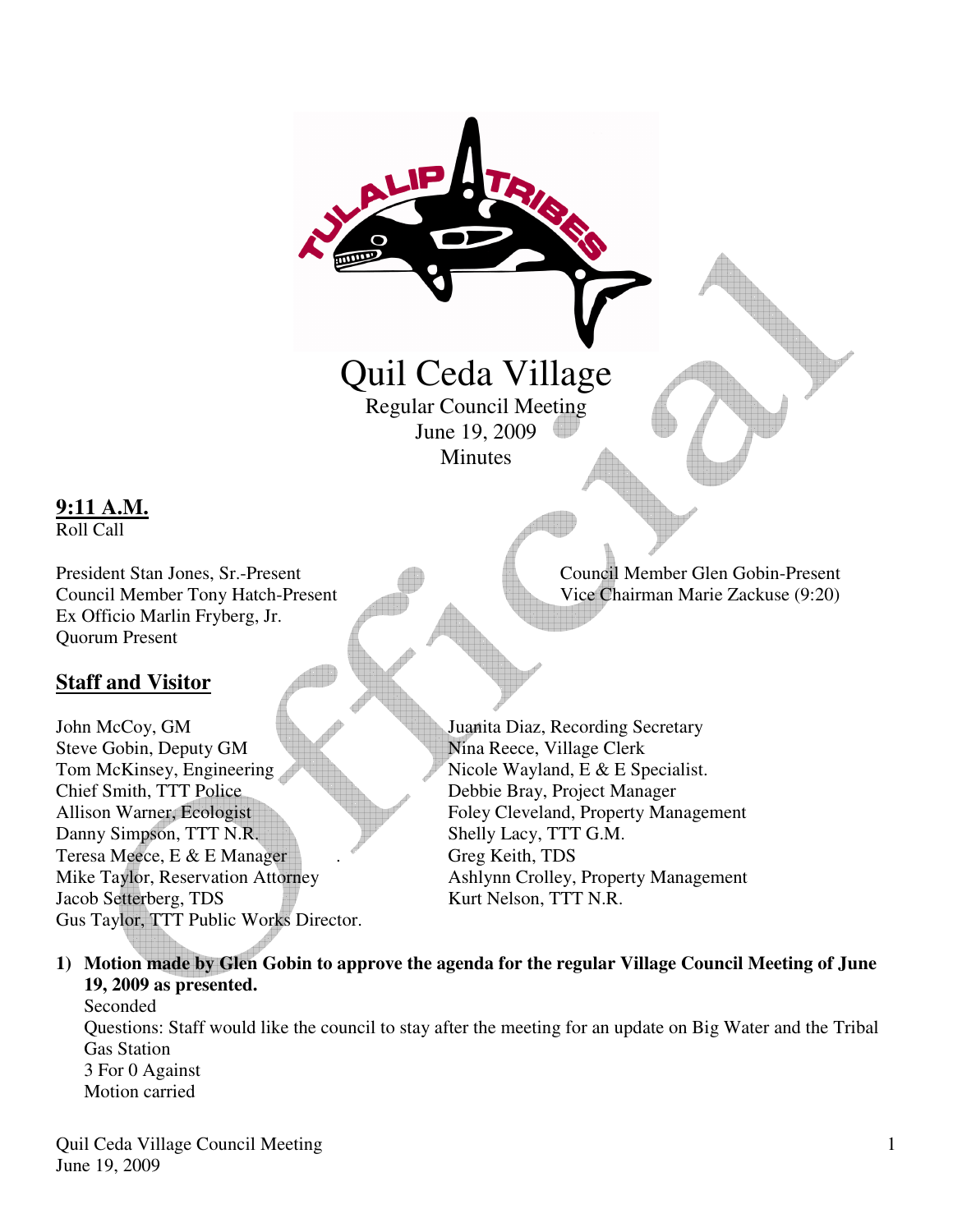# Quil Ceda Village

Regular Council Meeting
June 19, 2009
Minutes

**9:11 A.M.**

Roll Call

President Stan Jones, Sr.-Present
Council Member Tony Hatch-Present
Ex Officio Marlin Fryberg, Jr.
Quorum Present

Council Member Glen Gobin-Present
Vice Chairman Marie Zackuse (9:20)

## Staff and Visitor

John McCoy, GM
Steve Gobin, Deputy GM
Tom McKinsey, Engineering
Chief Smith, TTT Police
Allison Warner, Ecologist
Danny Simpson, TTT N.R.
Teresa Meece, E & E Manager
Mike Taylor, Reservation Attorney
Jacob Setterberg, TDS
Gus Taylor, TTT Public Works Director.

Juanita Diaz, Recording Secretary
Nina Reece, Village Clerk
Nicole Wayland, E & E Specialist.
Debbie Bray, Project Manager
Foley Cleveland, Property Management
Shelly Lacy, TTT G.M.
Greg Keith, TDS
Ashlynn Crolley, Property Management
Kurt Nelson, TTT N.R.

1) **Motion made by Glen Gobin to approve the agenda for the regular Village Council Meeting of June 19, 2009 as presented.**
   Seconded
   Questions: Staff would like the council to stay after the meeting for an update on Big Water and the Tribal Gas Station
   3 For 0 Against
   Motion carried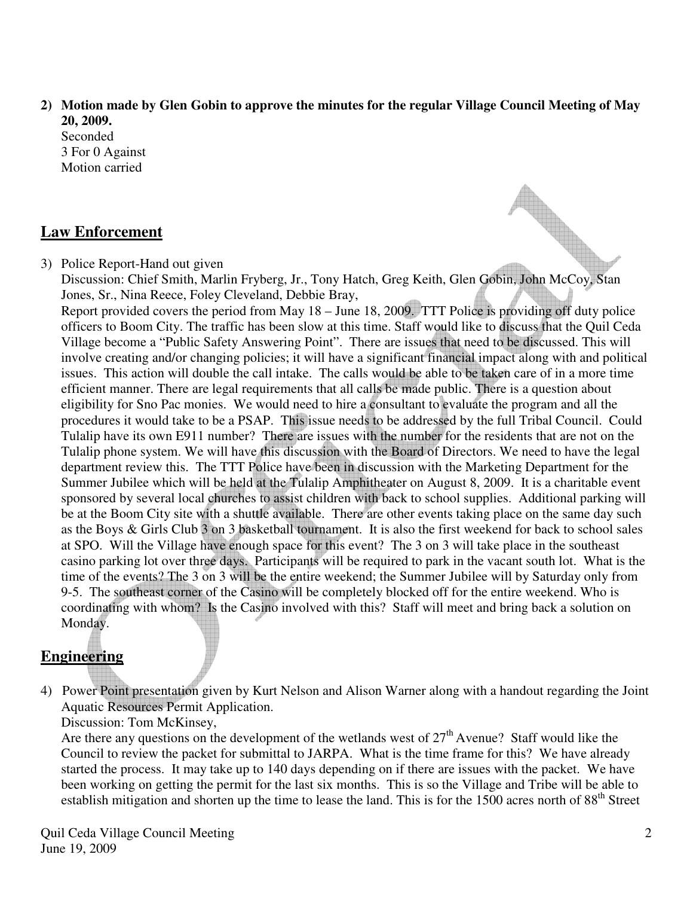2) **Motion made by Glen Gobin to approve the minutes for the regular Village Council Meeting of May 20, 2009.**
   Seconded
   3 For 0 Against
   Motion carried

## Law Enforcement

3) Police Report-Hand out given
   Discussion: Chief Smith, Marlin Fryberg, Jr., Tony Hatch, Greg Keith, Glen Gobin, John McCoy, Stan Jones, Sr., Nina Reece, Foley Cleveland, Debbie Bray,
   Report provided covers the period from May 18 – June 18, 2009. TTT Police is providing off duty police officers to Boom City. The traffic has been slow at this time. Staff would like to discuss that the Quil Ceda Village become a "Public Safety Answering Point". There are issues that need to be discussed. This will involve creating and/or changing policies; it will have a significant financial impact along with and political issues. This action will double the call intake. The calls would be able to be taken care of in a more time efficient manner. There are legal requirements that all calls be made public. There is a question about eligibility for Sno Pac monies. We would need to hire a consultant to evaluate the program and all the procedures it would take to be a PSAP. This issue needs to be addressed by the full Tribal Council. Could Tulalip have its own E911 number? There are issues with the number for the residents that are not on the Tulalip phone system. We will have this discussion with the Board of Directors. We need to have the legal department review this. The TTT Police have been in discussion with the Marketing Department for the Summer Jubilee which will be held at the Tulalip Amphitheater on August 8, 2009. It is a charitable event sponsored by several local churches to assist children with back to school supplies. Additional parking will be at the Boom City site with a shuttle available. There are other events taking place on the same day such as the Boys & Girls Club 3 on 3 basketball tournament. It is also the first weekend for back to school sales at SPO. Will the Village have enough space for this event? The 3 on 3 will take place in the southeast casino parking lot over three days. Participants will be required to park in the vacant south lot. What is the time of the events? The 3 on 3 will be the entire weekend; the Summer Jubilee will by Saturday only from 9-5. The southeast corner of the Casino will be completely blocked off for the entire weekend. Who is coordinating with whom? Is the Casino involved with this? Staff will meet and bring back a solution on Monday.

## Engineering

4) Power Point presentation given by Kurt Nelson and Alison Warner along with a handout regarding the Joint Aquatic Resources Permit Application.
   Discussion: Tom McKinsey,
   Are there any questions on the development of the wetlands west of 27th Avenue? Staff would like the Council to review the packet for submittal to JARPA. What is the time frame for this? We have already started the process. It may take up to 140 days depending on if there are issues with the packet. We have been working on getting the permit for the last six months. This is so the Village and Tribe will be able to establish mitigation and shorten up the time to lease the land. This is for the 1500 acres north of 88th Street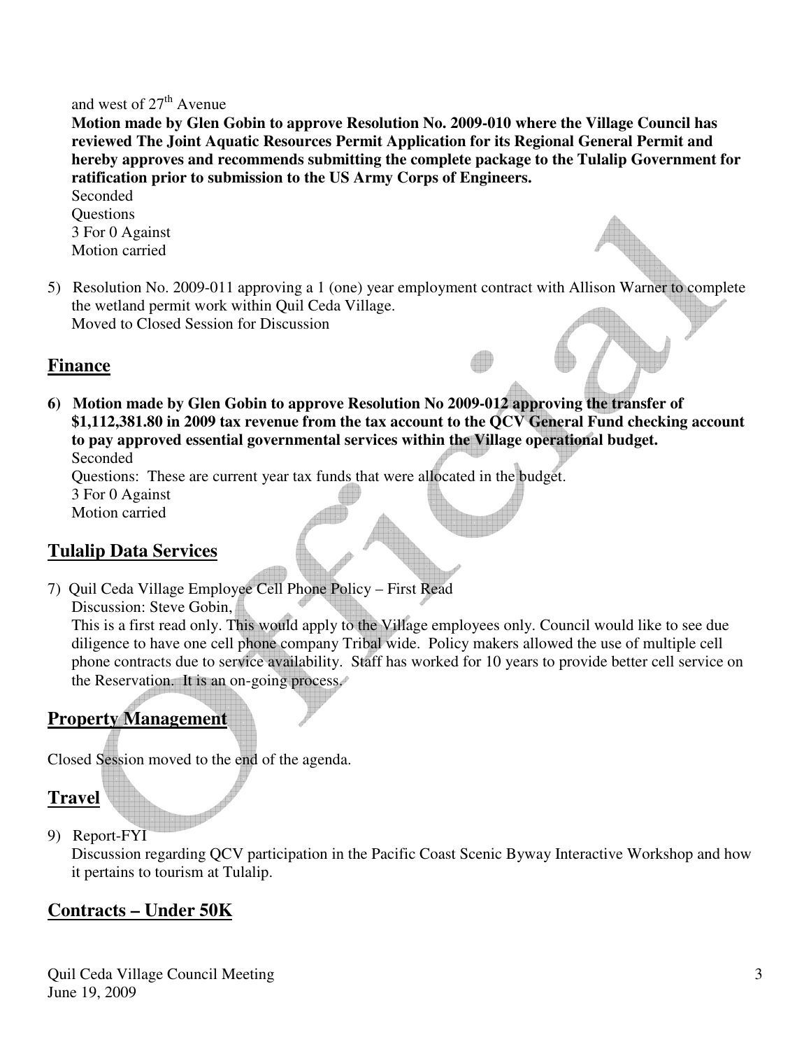and west of 27th Avenue

**Motion made by Glen Gobin to approve Resolution No. 2009-010 where the Village Council has reviewed The Joint Aquatic Resources Permit Application for its Regional General Permit and hereby approves and recommends submitting the complete package to the Tulalip Government for ratification prior to submission to the US Army Corps of Engineers.**
Seconded
Questions
3 For 0 Against
Motion carried

5) Resolution No. 2009-011 approving a 1 (one) year employment contract with Allison Warner to complete the wetland permit work within Quil Ceda Village.
Moved to Closed Session for Discussion

## Finance

**6) Motion made by Glen Gobin to approve Resolution No 2009-012 approving the transfer of $1,112,381.80 in 2009 tax revenue from the tax account to the QCV General Fund checking account to pay approved essential governmental services within the Village operational budget.**
Seconded
Questions: These are current year tax funds that were allocated in the budget.
3 For 0 Against
Motion carried

## Tulalip Data Services

7) Quil Ceda Village Employee Cell Phone Policy – First Read
Discussion: Steve Gobin,
This is a first read only. This would apply to the Village employees only. Council would like to see due diligence to have one cell phone company Tribal wide. Policy makers allowed the use of multiple cell phone contracts due to service availability. Staff has worked for 10 years to provide better cell service on the Reservation. It is an on-going process.

## Property Management

Closed Session moved to the end of the agenda.

## Travel

9) Report-FYI
Discussion regarding QCV participation in the Pacific Coast Scenic Byway Interactive Workshop and how it pertains to tourism at Tulalip.

## Contracts – Under 50K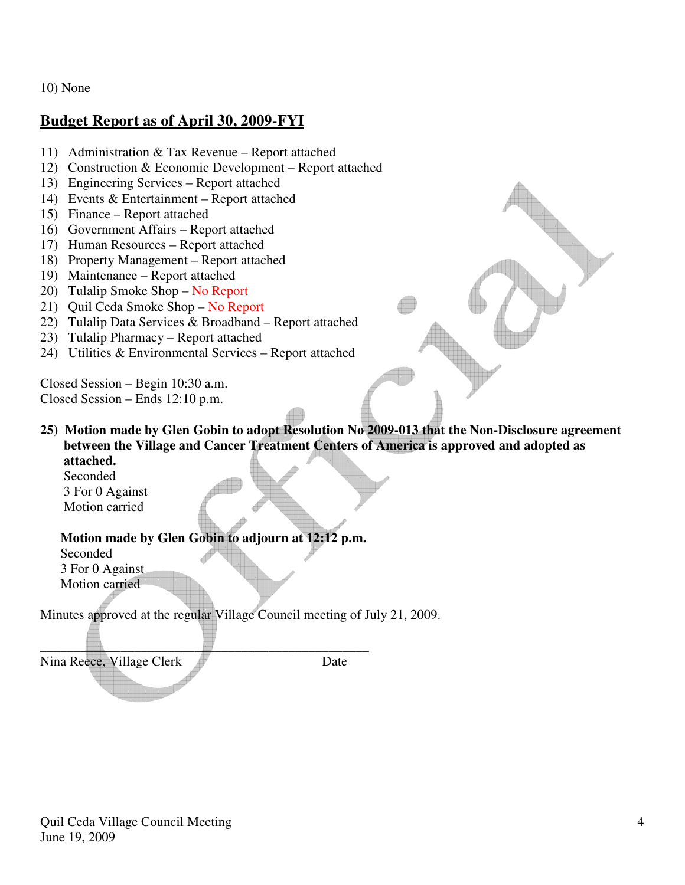10) None

## Budget Report as of April 30, 2009-FYI

11) Administration & Tax Revenue – Report attached
12) Construction & Economic Development – Report attached
13) Engineering Services – Report attached
14) Events & Entertainment – Report attached
15) Finance – Report attached
16) Government Affairs – Report attached
17) Human Resources – Report attached
18) Property Management – Report attached
19) Maintenance – Report attached
20) Tulalip Smoke Shop – No Report
21) Quil Ceda Smoke Shop – No Report
22) Tulalip Data Services & Broadband – Report attached
23) Tulalip Pharmacy – Report attached
24) Utilities & Environmental Services – Report attached

Closed Session – Begin 10:30 a.m.
Closed Session – Ends 12:10 p.m.

25) **Motion made by Glen Gobin to adopt Resolution No 2009-013 that the Non-Disclosure agreement between the Village and Cancer Treatment Centers of America is approved and adopted as attached.**
Seconded
3 For 0 Against
Motion carried

**Motion made by Glen Gobin to adjourn at 12:12 p.m.**
Seconded
3 For 0 Against
Motion carried

Minutes approved at the regular Village Council meeting of July 21, 2009.

_____________________________________________________

Nina Reece, Village Clerk                                   Date

Quil Ceda Village Council Meeting
June 19, 2009